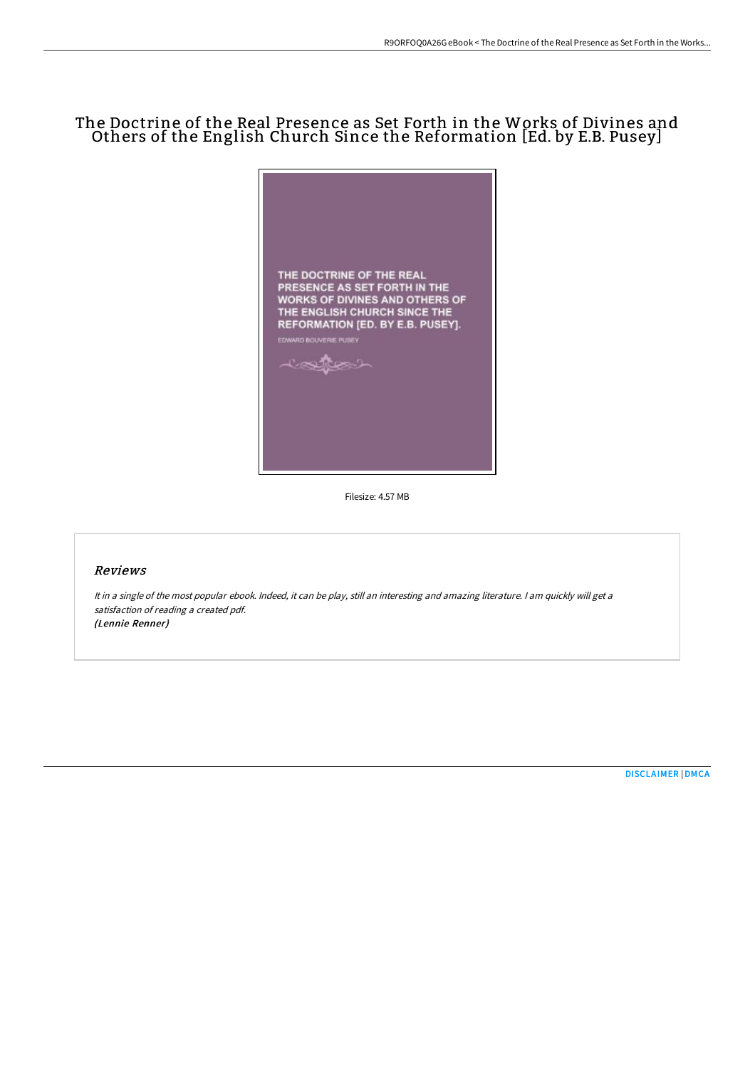# The Doctrine of the Real Presence as Set Forth in the Works of Divines and Others of the English Church Since the Reformation [Ed. by E.B. Pusey]

THE DOCTRINE OF THE REAL PRESENCE AS SET FORTH IN THE WORKS OF DIVINES AND OTHERS OF THE ENGLISH CHURCH SINCE THE REFORMATION [ED. BY E.B. PUSEY].

EDWARD BOUVERIE PUSEY

Filesize: 4.57 MB

## Reviews

*It in a single of the most popular ebook. Indeed, it can be play, still an interesting and amazing literature. I am quickly will get a satisfaction of reading a created pdf.*
*(Lennie Renner)*

[DISCLAIMER](#) | [DMCA](#)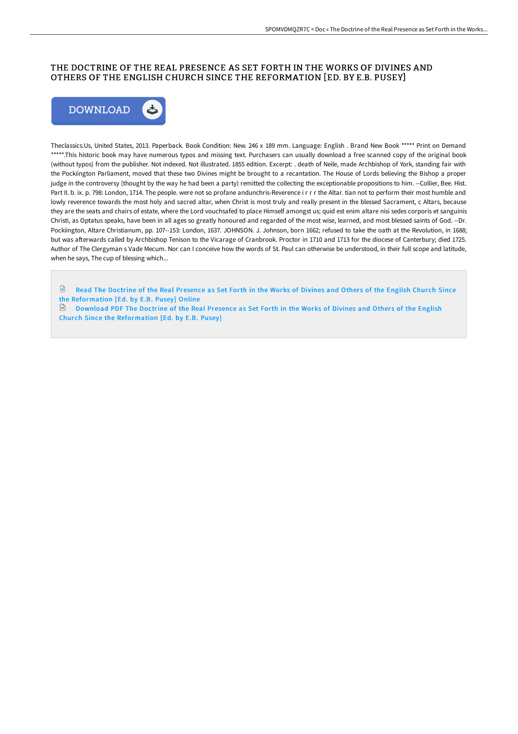# THE DOCTRINE OF THE REAL PRESENCE AS SET FORTH IN THE WORKS OF DIVINES AND OTHERS OF THE ENGLISH CHURCH SINCE THE REFORMATION [ED. BY E.B. PUSEY]

DOWNLOAD

Theclassics.Us, United States, 2013. Paperback. Book Condition: New. 246 x 189 mm. Language: English . Brand New Book ***** Print on Demand *****.This historic book may have numerous typos and missing text. Purchasers can usually download a free scanned copy of the original book (without typos) from the publisher. Not indexed. Not illustrated. 1855 edition. Excerpt: . death of Neile, made Archbishop of York, standing fair with the Pockiington Parliament, moved that these two Divines might be brought to a recantation. The House of Lords believing the Bishop a proper judge in the controversy (thought by the way he had been a party) remitted the collecting the exceptionable propositions to him. --Collier, Bee. Hist. Part II. b. ix. p. 798: London, 1714. The people. were not so profane andunchris-Reverence i r r r the Altar. tian not to perform their most humble and lowly reverence towards the most holy and sacred altar, when Christ is most truly and really present in the blessed Sacrament, c Altars, because they are the seats and chairs of estate, where the Lord vouchsafed to place Himself amongst us; quid est enim altare nisi sedes corporis et sanguinis Christi, as Optatus speaks, have been in all ages so greatly honoured and regarded of the most wise, learned, and most blessed saints of God. --Dr. Pockiington, Altare Christianum, pp. 107--153: London, 1637. JOHNSON. J. Johnson, born 1662; refused to take the oath at the Revolution, in 1688; but was afterwards called by Archbishop Tenison to the Vicarage of Cranbrook. Proctor in 1710 and 1713 for the diocese of Canterbury; died 1725. Author of The Clergyman s Vade Mecum. Nor can I conceive how the words of St. Paul can otherwise be understood, in their full scope and latitude, when he says, The cup of blessing which...

Read The Doctrine of the Real Presence as Set Forth in the Works of Divines and Others of the English Church Since the Reformation [Ed. by E.B. Pusey] Online

Download PDF The Doctrine of the Real Presence as Set Forth in the Works of Divines and Others of the English Church Since the Reformation [Ed. by E.B. Pusey]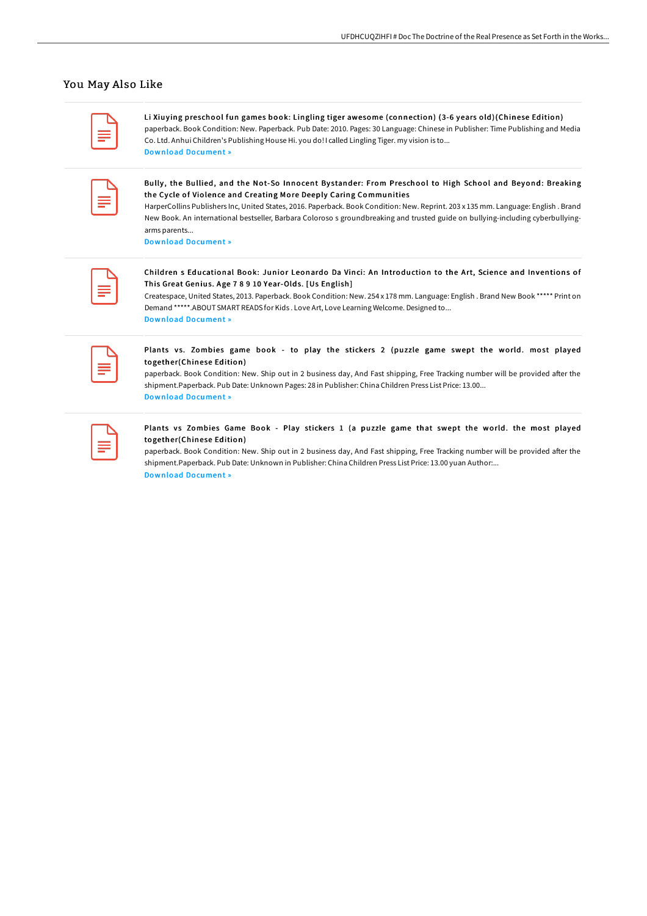## You May Also Like

**Li Xiuying preschool fun games book: Lingling tiger awesome (connection) (3-6 years old)(Chinese Edition)**

paperback. Book Condition: New. Paperback. Pub Date: 2010. Pages: 30 Language: Chinese in Publisher: Time Publishing and Media Co. Ltd. Anhui Children's Publishing House Hi. you do! I called Lingling Tiger. my vision is to...

Download Document »

**Bully, the Bullied, and the Not-So Innocent Bystander: From Preschool to High School and Beyond: Breaking the Cycle of Violence and Creating More Deeply Caring Communities**

HarperCollins Publishers Inc, United States, 2016. Paperback. Book Condition: New. Reprint. 203 x 135 mm. Language: English . Brand New Book. An international bestseller, Barbara Coloroso s groundbreaking and trusted guide on bullying-including cyberbullying-arms parents...

Download Document »

**Children s Educational Book: Junior Leonardo Da Vinci: An Introduction to the Art, Science and Inventions of This Great Genius. Age 7 8 9 10 Year-Olds. [Us English]**

Createspace, United States, 2013. Paperback. Book Condition: New. 254 x 178 mm. Language: English . Brand New Book ***** Print on Demand *****.ABOUT SMART READS for Kids . Love Art, Love Learning Welcome. Designed to...

Download Document »

**Plants vs. Zombies game book - to play the stickers 2 (puzzle game swept the world. most played together(Chinese Edition)**

paperback. Book Condition: New. Ship out in 2 business day, And Fast shipping, Free Tracking number will be provided after the shipment.Paperback. Pub Date: Unknown Pages: 28 in Publisher: China Children Press List Price: 13.00...

Download Document »

**Plants vs Zombies Game Book - Play stickers 1 (a puzzle game that swept the world. the most played together(Chinese Edition)**

paperback. Book Condition: New. Ship out in 2 business day, And Fast shipping, Free Tracking number will be provided after the shipment.Paperback. Pub Date: Unknown in Publisher: China Children Press List Price: 13.00 yuan Author:...

Download Document »